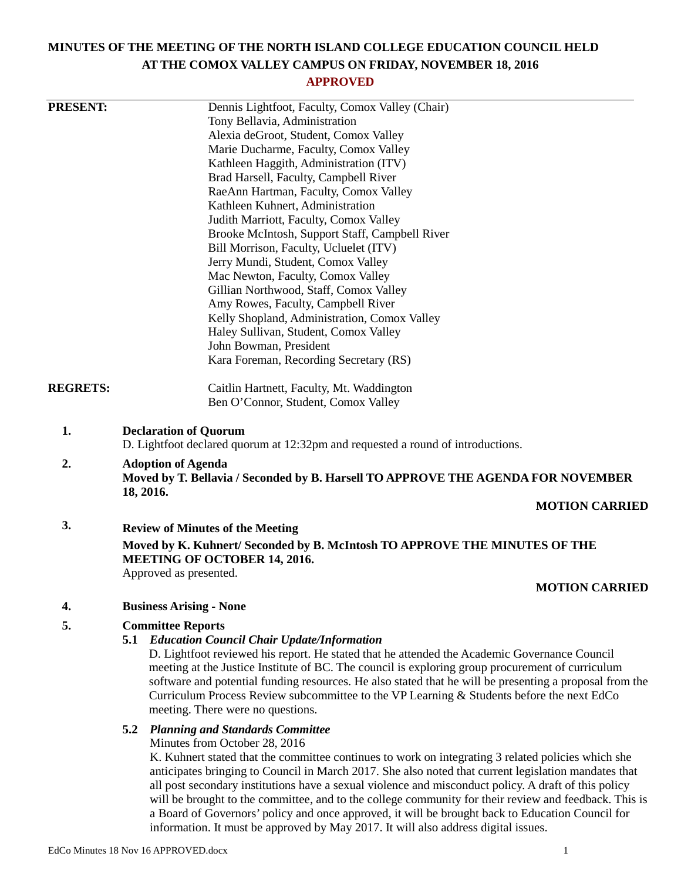# MINUTES OF THE MEETING OF THE NORTH ISLAND COLLEGE EDUCATION COUNCIL HELD AT THE COMOX VALLEY CAMPUS ON FRIDAY, NOVEMBER 18, 2016

**APPROVED**

| | |
|---|---|
| **PRESENT:** | Dennis Lightfoot, Faculty, Comox Valley (Chair) |
| | Tony Bellavia, Administration |
| | Alexia deGroot, Student, Comox Valley |
| | Marie Ducharme, Faculty, Comox Valley |
| | Kathleen Haggith, Administration (ITV) |
| | Brad Harsell, Faculty, Campbell River |
| | RaeAnn Hartman, Faculty, Comox Valley |
| | Kathleen Kuhnert, Administration |
| | Judith Marriott, Faculty, Comox Valley |
| | Brooke McIntosh, Support Staff, Campbell River |
| | Bill Morrison, Faculty, Ucluelet (ITV) |
| | Jerry Mundi, Student, Comox Valley |
| | Mac Newton, Faculty, Comox Valley |
| | Gillian Northwood, Staff, Comox Valley |
| | Amy Rowes, Faculty, Campbell River |
| | Kelly Shopland, Administration, Comox Valley |
| | Haley Sullivan, Student, Comox Valley |
| | John Bowman, President |
| | Kara Foreman, Recording Secretary (RS) |
| **REGRETS:** | Caitlin Hartnett, Faculty, Mt. Waddington |
| | Ben O'Connor, Student, Comox Valley |

**1. Declaration of Quorum**

D. Lightfoot declared quorum at 12:32pm and requested a round of introductions.

**2. Adoption of Agenda**

**Moved by T. Bellavia / Seconded by B. Harsell TO APPROVE THE AGENDA FOR NOVEMBER 18, 2016.**

**MOTION CARRIED**

**3. Review of Minutes of the Meeting**

**Moved by K. Kuhnert/ Seconded by B. McIntosh TO APPROVE THE MINUTES OF THE MEETING OF OCTOBER 14, 2016.**

Approved as presented.

**MOTION CARRIED**

**4. Business Arising - None**

**5. Committee Reports**

**5.1 *Education Council Chair Update/Information***

D. Lightfoot reviewed his report. He stated that he attended the Academic Governance Council meeting at the Justice Institute of BC. The council is exploring group procurement of curriculum software and potential funding resources. He also stated that he will be presenting a proposal from the Curriculum Process Review subcommittee to the VP Learning & Students before the next EdCo meeting. There were no questions.

**5.2 *Planning and Standards Committee***

Minutes from October 28, 2016

K. Kuhnert stated that the committee continues to work on integrating 3 related policies which she anticipates bringing to Council in March 2017. She also noted that current legislation mandates that all post secondary institutions have a sexual violence and misconduct policy. A draft of this policy will be brought to the committee, and to the college community for their review and feedback. This is a Board of Governors' policy and once approved, it will be brought back to Education Council for information. It must be approved by May 2017. It will also address digital issues.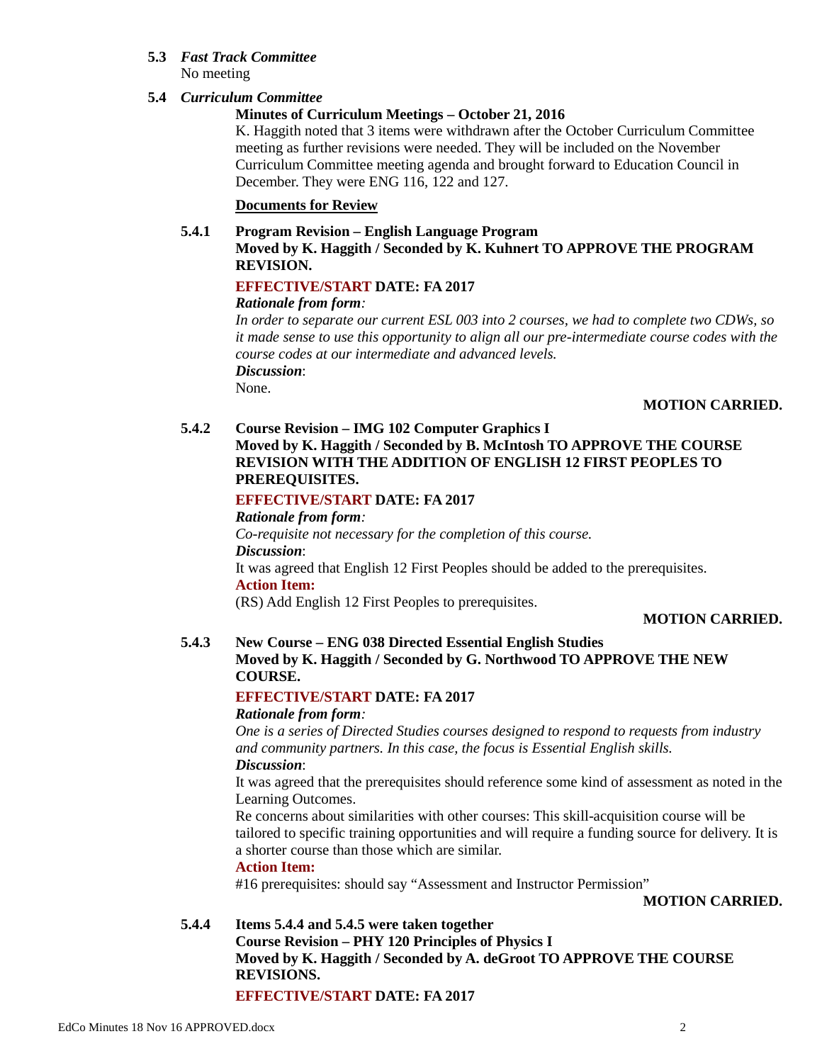**5.3** ***Fast Track Committee***

No meeting

**5.4** ***Curriculum Committee***

**Minutes of Curriculum Meetings – October 21, 2016**

K. Haggith noted that 3 items were withdrawn after the October Curriculum Committee meeting as further revisions were needed. They will be included on the November Curriculum Committee meeting agenda and brought forward to Education Council in December. They were ENG 116, 122 and 127.

**Documents for Review**

**5.4.1 Program Revision – English Language Program**

**Moved by K. Haggith / Seconded by K. Kuhnert TO APPROVE THE PROGRAM REVISION.**

**EFFECTIVE/START DATE: FA 2017**

***Rationale from form:***

*In order to separate our current ESL 003 into 2 courses, we had to complete two CDWs, so it made sense to use this opportunity to align all our pre-intermediate course codes with the course codes at our intermediate and advanced levels.*

***Discussion***:

None.

**MOTION CARRIED.**

**5.4.2 Course Revision – IMG 102 Computer Graphics I**

**Moved by K. Haggith / Seconded by B. McIntosh TO APPROVE THE COURSE REVISION WITH THE ADDITION OF ENGLISH 12 FIRST PEOPLES TO PREREQUISITES.**

**EFFECTIVE/START DATE: FA 2017**

***Rationale from form:***

*Co-requisite not necessary for the completion of this course.*

***Discussion***:

It was agreed that English 12 First Peoples should be added to the prerequisites.

**Action Item:**

(RS) Add English 12 First Peoples to prerequisites.

**MOTION CARRIED.**

**5.4.3 New Course – ENG 038 Directed Essential English Studies**

**Moved by K. Haggith / Seconded by G. Northwood TO APPROVE THE NEW COURSE.**

**EFFECTIVE/START DATE: FA 2017**

***Rationale from form:***

*One is a series of Directed Studies courses designed to respond to requests from industry and community partners. In this case, the focus is Essential English skills.*

***Discussion***:

It was agreed that the prerequisites should reference some kind of assessment as noted in the Learning Outcomes.

Re concerns about similarities with other courses: This skill-acquisition course will be tailored to specific training opportunities and will require a funding source for delivery. It is a shorter course than those which are similar.

**Action Item:**

#16 prerequisites: should say "Assessment and Instructor Permission"

**MOTION CARRIED.**

**5.4.4 Items 5.4.4 and 5.4.5 were taken together**

**Course Revision – PHY 120 Principles of Physics I**

**Moved by K. Haggith / Seconded by A. deGroot TO APPROVE THE COURSE REVISIONS.**

**EFFECTIVE/START DATE: FA 2017**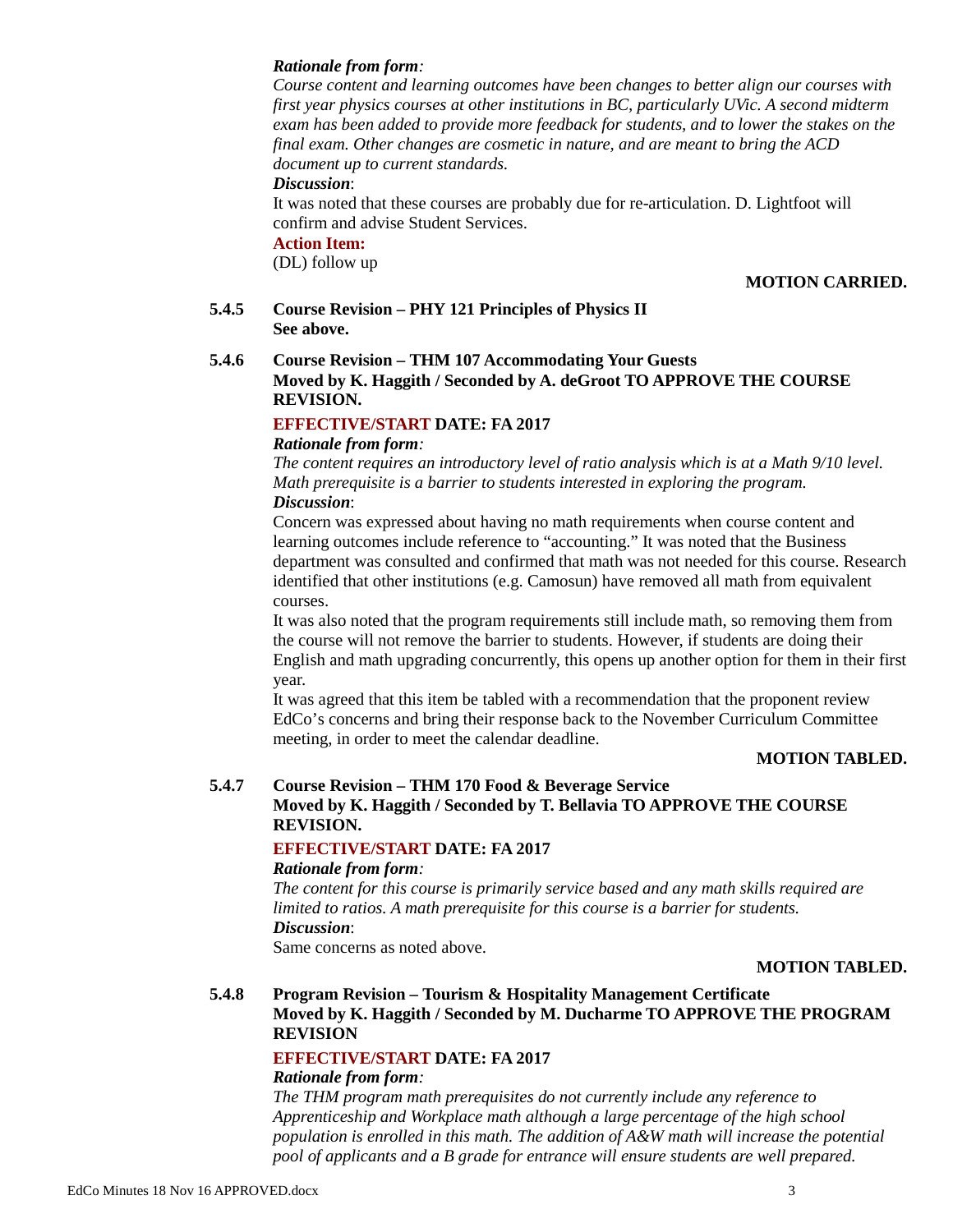*Rationale from form:*
*Course content and learning outcomes have been changes to better align our courses with first year physics courses at other institutions in BC, particularly UVic. A second midterm exam has been added to provide more feedback for students, and to lower the stakes on the final exam. Other changes are cosmetic in nature, and are meant to bring the ACD document up to current standards.*

***Discussion***:
It was noted that these courses are probably due for re-articulation. D. Lightfoot will confirm and advise Student Services.

**Action Item:**
(DL) follow up

**MOTION CARRIED.**

**5.4.5 Course Revision – PHY 121 Principles of Physics II**
**See above.**

**5.4.6 Course Revision – THM 107 Accommodating Your Guests**
**Moved by K. Haggith / Seconded by A. deGroot TO APPROVE THE COURSE REVISION.**

**EFFECTIVE/START DATE: FA 2017**

***Rationale from form:***
*The content requires an introductory level of ratio analysis which is at a Math 9/10 level. Math prerequisite is a barrier to students interested in exploring the program.*

***Discussion***:
Concern was expressed about having no math requirements when course content and learning outcomes include reference to "accounting." It was noted that the Business department was consulted and confirmed that math was not needed for this course. Research identified that other institutions (e.g. Camosun) have removed all math from equivalent courses.

It was also noted that the program requirements still include math, so removing them from the course will not remove the barrier to students. However, if students are doing their English and math upgrading concurrently, this opens up another option for them in their first year.

It was agreed that this item be tabled with a recommendation that the proponent review EdCo's concerns and bring their response back to the November Curriculum Committee meeting, in order to meet the calendar deadline.

**MOTION TABLED.**

**5.4.7 Course Revision – THM 170 Food & Beverage Service**
**Moved by K. Haggith / Seconded by T. Bellavia TO APPROVE THE COURSE REVISION.**

**EFFECTIVE/START DATE: FA 2017**

***Rationale from form:***
*The content for this course is primarily service based and any math skills required are limited to ratios. A math prerequisite for this course is a barrier for students.*

***Discussion***:
Same concerns as noted above.

**MOTION TABLED.**

**5.4.8 Program Revision – Tourism & Hospitality Management Certificate**
**Moved by K. Haggith / Seconded by M. Ducharme TO APPROVE THE PROGRAM REVISION**

**EFFECTIVE/START DATE: FA 2017**

***Rationale from form:***
*The THM program math prerequisites do not currently include any reference to Apprenticeship and Workplace math although a large percentage of the high school population is enrolled in this math. The addition of A&W math will increase the potential pool of applicants and a B grade for entrance will ensure students are well prepared.*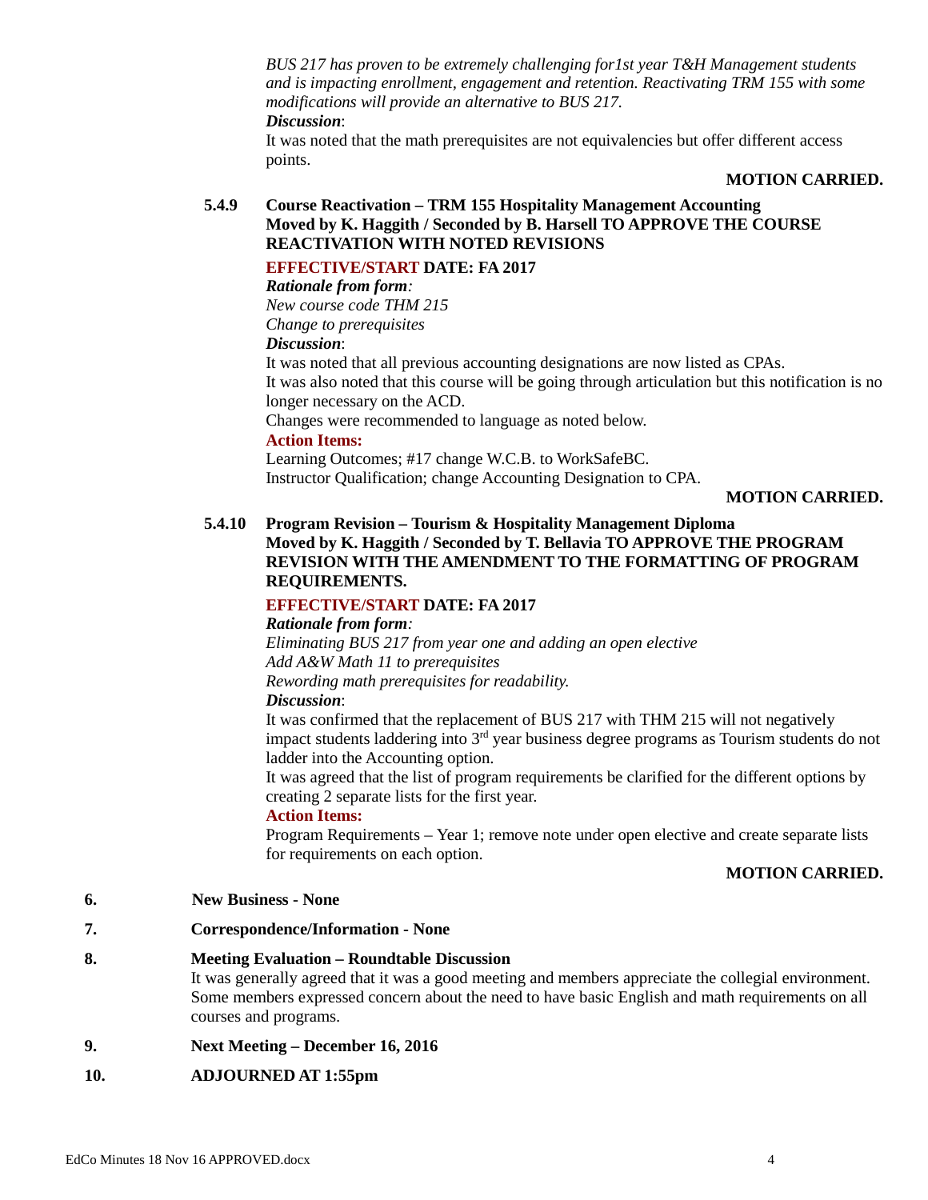*BUS 217 has proven to be extremely challenging for1st year T&H Management students and is impacting enrollment, engagement and retention. Reactivating TRM 155 with some modifications will provide an alternative to BUS 217.*

***Discussion***:

It was noted that the math prerequisites are not equivalencies but offer different access points.

**MOTION CARRIED.**

**5.4.9 Course Reactivation – TRM 155 Hospitality Management Accounting**
**Moved by K. Haggith / Seconded by B. Harsell TO APPROVE THE COURSE REACTIVATION WITH NOTED REVISIONS**

**EFFECTIVE/START DATE: FA 2017**

***Rationale from form**:*

*New course code THM 215*

*Change to prerequisites*

***Discussion***:

It was noted that all previous accounting designations are now listed as CPAs.

It was also noted that this course will be going through articulation but this notification is no longer necessary on the ACD.

Changes were recommended to language as noted below.

**Action Items:**

Learning Outcomes; #17 change W.C.B. to WorkSafeBC.

Instructor Qualification; change Accounting Designation to CPA.

**MOTION CARRIED.**

**5.4.10 Program Revision – Tourism & Hospitality Management Diploma**
**Moved by K. Haggith / Seconded by T. Bellavia TO APPROVE THE PROGRAM REVISION WITH THE AMENDMENT TO THE FORMATTING OF PROGRAM REQUIREMENTS.**

**EFFECTIVE/START DATE: FA 2017**

***Rationale from form**:*

*Eliminating BUS 217 from year one and adding an open elective*

*Add A&W Math 11 to prerequisites*

*Rewording math prerequisites for readability.*

***Discussion***:

It was confirmed that the replacement of BUS 217 with THM 215 will not negatively impact students laddering into 3rd year business degree programs as Tourism students do not ladder into the Accounting option.

It was agreed that the list of program requirements be clarified for the different options by creating 2 separate lists for the first year.

**Action Items:**

Program Requirements – Year 1; remove note under open elective and create separate lists for requirements on each option.

**MOTION CARRIED.**

**6. New Business - None**

**7. Correspondence/Information - None**

**8. Meeting Evaluation – Roundtable Discussion**

It was generally agreed that it was a good meeting and members appreciate the collegial environment. Some members expressed concern about the need to have basic English and math requirements on all courses and programs.

**9. Next Meeting – December 16, 2016**

**10. ADJOURNED AT 1:55pm**